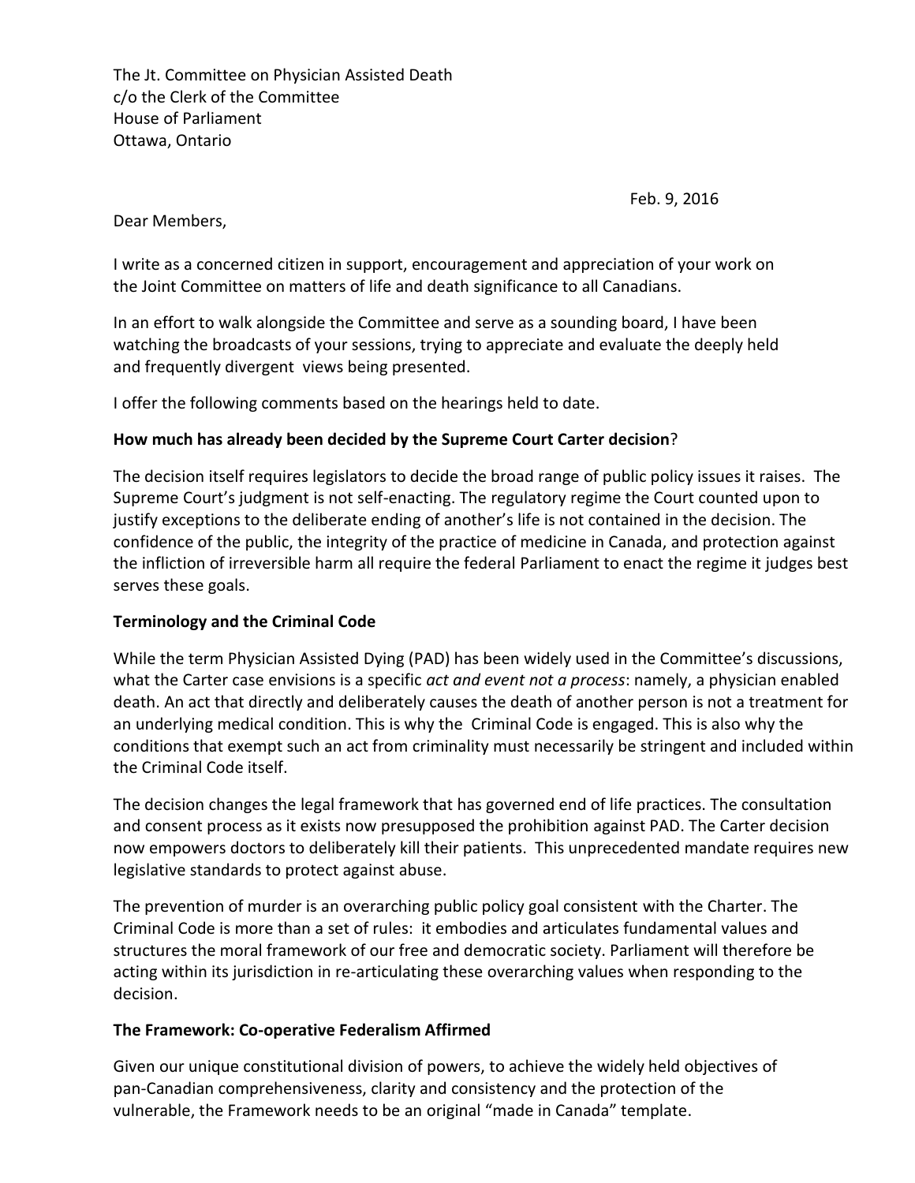The Jt. Committee on Physician Assisted Death
c/o the Clerk of the Committee
House of Parliament
Ottawa, Ontario

Feb. 9, 2016

Dear Members,

I write as a concerned citizen in support, encouragement and appreciation of your work on the Joint Committee on matters of life and death significance to all Canadians.

In an effort to walk alongside the Committee and serve as a sounding board, I have been watching the broadcasts of your sessions, trying to appreciate and evaluate the deeply held and frequently divergent views being presented.

I offer the following comments based on the hearings held to date.

**How much has already been decided by the Supreme Court Carter decision**?

The decision itself requires legislators to decide the broad range of public policy issues it raises. The Supreme Court's judgment is not self-enacting. The regulatory regime the Court counted upon to justify exceptions to the deliberate ending of another's life is not contained in the decision. The confidence of the public, the integrity of the practice of medicine in Canada, and protection against the infliction of irreversible harm all require the federal Parliament to enact the regime it judges best serves these goals.

**Terminology and the Criminal Code**

While the term Physician Assisted Dying (PAD) has been widely used in the Committee's discussions, what the Carter case envisions is a specific *act and event not a process*: namely, a physician enabled death. An act that directly and deliberately causes the death of another person is not a treatment for an underlying medical condition. This is why the Criminal Code is engaged. This is also why the conditions that exempt such an act from criminality must necessarily be stringent and included within the Criminal Code itself.

The decision changes the legal framework that has governed end of life practices. The consultation and consent process as it exists now presupposed the prohibition against PAD. The Carter decision now empowers doctors to deliberately kill their patients. This unprecedented mandate requires new legislative standards to protect against abuse.

The prevention of murder is an overarching public policy goal consistent with the Charter. The Criminal Code is more than a set of rules: it embodies and articulates fundamental values and structures the moral framework of our free and democratic society. Parliament will therefore be acting within its jurisdiction in re-articulating these overarching values when responding to the decision.

**The Framework: Co-operative Federalism Affirmed**

Given our unique constitutional division of powers, to achieve the widely held objectives of pan-Canadian comprehensiveness, clarity and consistency and the protection of the vulnerable, the Framework needs to be an original "made in Canada" template.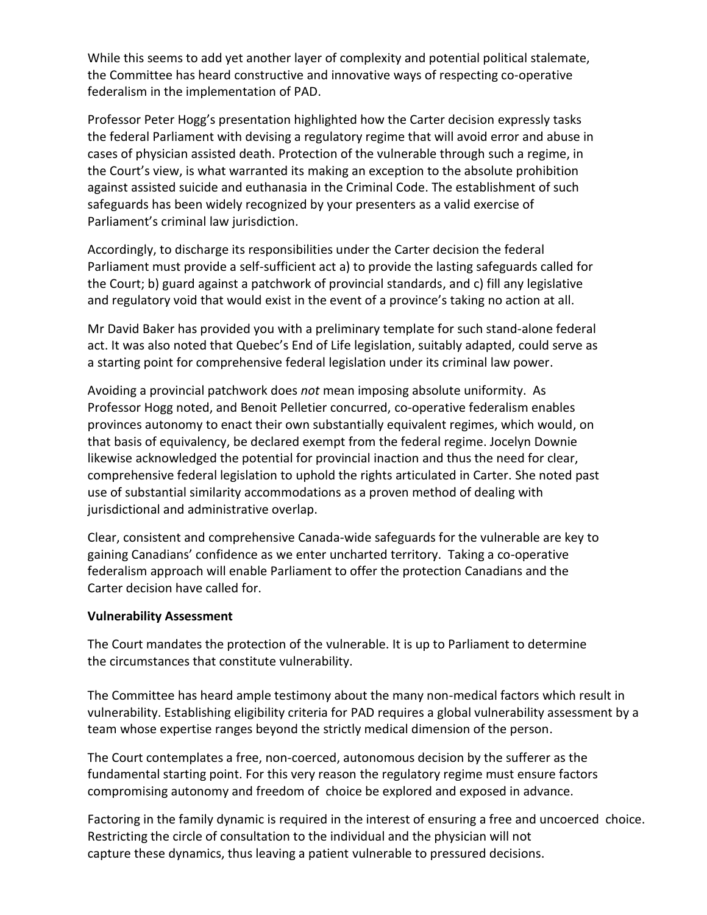While this seems to add yet another layer of complexity and potential political stalemate, the Committee has heard constructive and innovative ways of respecting co-operative federalism in the implementation of PAD.

Professor Peter Hogg's presentation highlighted how the Carter decision expressly tasks the federal Parliament with devising a regulatory regime that will avoid error and abuse in cases of physician assisted death. Protection of the vulnerable through such a regime, in the Court's view, is what warranted its making an exception to the absolute prohibition against assisted suicide and euthanasia in the Criminal Code. The establishment of such safeguards has been widely recognized by your presenters as a valid exercise of Parliament's criminal law jurisdiction.

Accordingly, to discharge its responsibilities under the Carter decision the federal Parliament must provide a self-sufficient act a) to provide the lasting safeguards called for the Court; b) guard against a patchwork of provincial standards, and c) fill any legislative and regulatory void that would exist in the event of a province's taking no action at all.

Mr David Baker has provided you with a preliminary template for such stand-alone federal act. It was also noted that Quebec's End of Life legislation, suitably adapted, could serve as a starting point for comprehensive federal legislation under its criminal law power.

Avoiding a provincial patchwork does *not* mean imposing absolute uniformity. As Professor Hogg noted, and Benoit Pelletier concurred, co-operative federalism enables provinces autonomy to enact their own substantially equivalent regimes, which would, on that basis of equivalency, be declared exempt from the federal regime. Jocelyn Downie likewise acknowledged the potential for provincial inaction and thus the need for clear, comprehensive federal legislation to uphold the rights articulated in Carter. She noted past use of substantial similarity accommodations as a proven method of dealing with jurisdictional and administrative overlap.

Clear, consistent and comprehensive Canada-wide safeguards for the vulnerable are key to gaining Canadians' confidence as we enter uncharted territory. Taking a co-operative federalism approach will enable Parliament to offer the protection Canadians and the Carter decision have called for.

**Vulnerability Assessment**

The Court mandates the protection of the vulnerable. It is up to Parliament to determine the circumstances that constitute vulnerability.

The Committee has heard ample testimony about the many non-medical factors which result in vulnerability. Establishing eligibility criteria for PAD requires a global vulnerability assessment by a team whose expertise ranges beyond the strictly medical dimension of the person.

The Court contemplates a free, non-coerced, autonomous decision by the sufferer as the fundamental starting point. For this very reason the regulatory regime must ensure factors compromising autonomy and freedom of choice be explored and exposed in advance.

Factoring in the family dynamic is required in the interest of ensuring a free and uncoerced choice. Restricting the circle of consultation to the individual and the physician will not capture these dynamics, thus leaving a patient vulnerable to pressured decisions.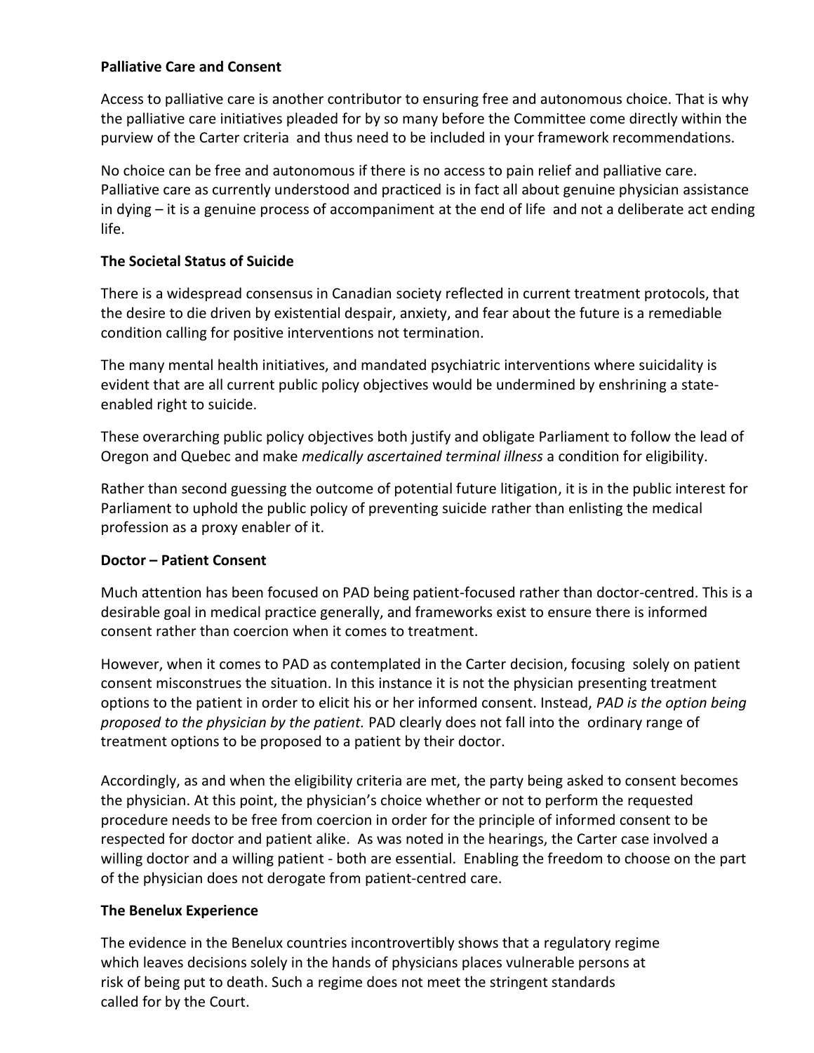**Palliative Care and Consent**

Access to palliative care is another contributor to ensuring free and autonomous choice. That is why the palliative care initiatives pleaded for by so many before the Committee come directly within the purview of the Carter criteria and thus need to be included in your framework recommendations.

No choice can be free and autonomous if there is no access to pain relief and palliative care. Palliative care as currently understood and practiced is in fact all about genuine physician assistance in dying – it is a genuine process of accompaniment at the end of life and not a deliberate act ending life.

**The Societal Status of Suicide**

There is a widespread consensus in Canadian society reflected in current treatment protocols, that the desire to die driven by existential despair, anxiety, and fear about the future is a remediable condition calling for positive interventions not termination.

The many mental health initiatives, and mandated psychiatric interventions where suicidality is evident that are all current public policy objectives would be undermined by enshrining a state-enabled right to suicide.

These overarching public policy objectives both justify and obligate Parliament to follow the lead of Oregon and Quebec and make *medically ascertained terminal illness* a condition for eligibility.

Rather than second guessing the outcome of potential future litigation, it is in the public interest for Parliament to uphold the public policy of preventing suicide rather than enlisting the medical profession as a proxy enabler of it.

**Doctor – Patient Consent**

Much attention has been focused on PAD being patient-focused rather than doctor-centred. This is a desirable goal in medical practice generally, and frameworks exist to ensure there is informed consent rather than coercion when it comes to treatment.

However, when it comes to PAD as contemplated in the Carter decision, focusing solely on patient consent misconstrues the situation. In this instance it is not the physician presenting treatment options to the patient in order to elicit his or her informed consent. Instead, *PAD is the option being proposed to the physician by the patient.* PAD clearly does not fall into the ordinary range of treatment options to be proposed to a patient by their doctor.

Accordingly, as and when the eligibility criteria are met, the party being asked to consent becomes the physician. At this point, the physician's choice whether or not to perform the requested procedure needs to be free from coercion in order for the principle of informed consent to be respected for doctor and patient alike. As was noted in the hearings, the Carter case involved a willing doctor and a willing patient - both are essential. Enabling the freedom to choose on the part of the physician does not derogate from patient-centred care.

**The Benelux Experience**

The evidence in the Benelux countries incontrovertibly shows that a regulatory regime which leaves decisions solely in the hands of physicians places vulnerable persons at risk of being put to death. Such a regime does not meet the stringent standards called for by the Court.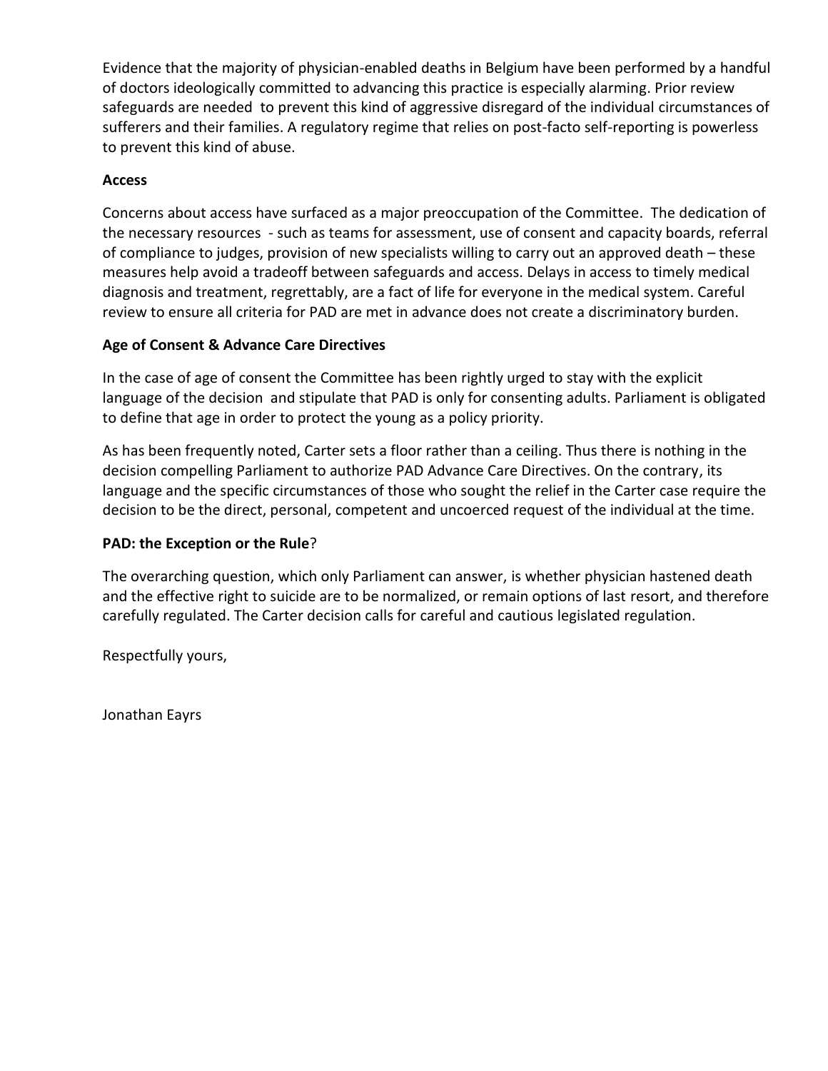Evidence that the majority of physician-enabled deaths in Belgium have been performed by a handful of doctors ideologically committed to advancing this practice is especially alarming. Prior review safeguards are needed to prevent this kind of aggressive disregard of the individual circumstances of sufferers and their families. A regulatory regime that relies on post-facto self-reporting is powerless to prevent this kind of abuse.

**Access**

Concerns about access have surfaced as a major preoccupation of the Committee. The dedication of the necessary resources - such as teams for assessment, use of consent and capacity boards, referral of compliance to judges, provision of new specialists willing to carry out an approved death – these measures help avoid a tradeoff between safeguards and access. Delays in access to timely medical diagnosis and treatment, regrettably, are a fact of life for everyone in the medical system. Careful review to ensure all criteria for PAD are met in advance does not create a discriminatory burden.

**Age of Consent & Advance Care Directives**

In the case of age of consent the Committee has been rightly urged to stay with the explicit language of the decision and stipulate that PAD is only for consenting adults. Parliament is obligated to define that age in order to protect the young as a policy priority.

As has been frequently noted, Carter sets a floor rather than a ceiling. Thus there is nothing in the decision compelling Parliament to authorize PAD Advance Care Directives. On the contrary, its language and the specific circumstances of those who sought the relief in the Carter case require the decision to be the direct, personal, competent and uncoerced request of the individual at the time.

**PAD: the Exception or the Rule**?

The overarching question, which only Parliament can answer, is whether physician hastened death and the effective right to suicide are to be normalized, or remain options of last resort, and therefore carefully regulated. The Carter decision calls for careful and cautious legislated regulation.

Respectfully yours,

Jonathan Eayrs